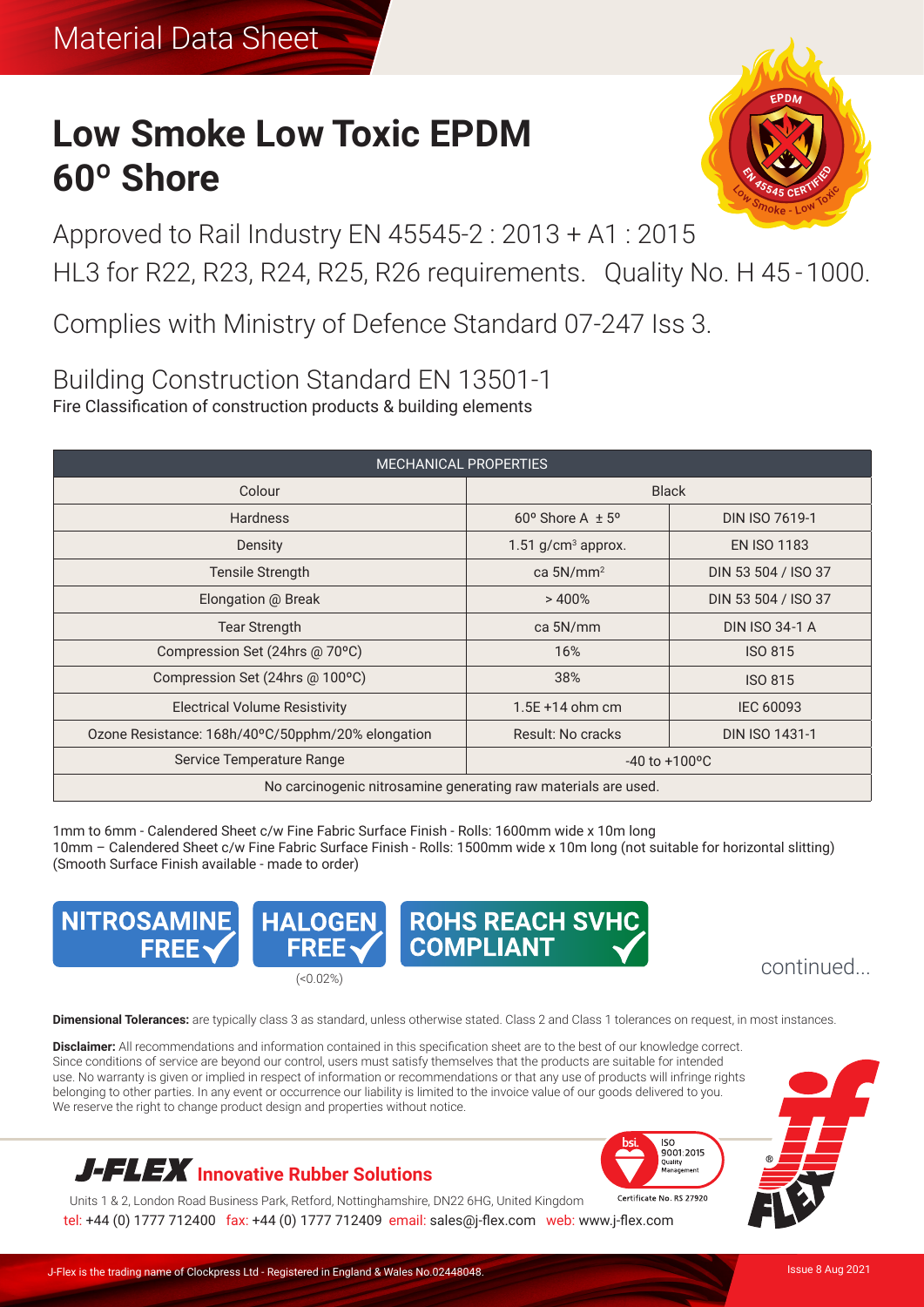# Material Data Sheet

# Low Smoke Low Toxic EPDM 60º Shore

Approved to Rail Industry EN 45545-2 : 2013 + A1 : 2015
HL3 for R22, R23, R24, R25, R26 requirements. Quality No. H 45 - 1000.

Complies with Ministry of Defence Standard 07-247 Iss 3.

Building Construction Standard EN 13501-1
Fire Classification of construction products & building elements

| MECHANICAL PROPERTIES | | |
|---|---|---|
| Colour | Black | |
| Hardness | 60º Shore A ± 5º | DIN ISO 7619-1 |
| Density | 1.51 g/cm³ approx. | EN ISO 1183 |
| Tensile Strength | ca 5N/mm² | DIN 53 504 / ISO 37 |
| Elongation @ Break | > 400% | DIN 53 504 / ISO 37 |
| Tear Strength | ca 5N/mm | DIN ISO 34-1 A |
| Compression Set (24hrs @ 70ºC) | 16% | ISO 815 |
| Compression Set (24hrs @ 100ºC) | 38% | ISO 815 |
| Electrical Volume Resistivity | 1.5E +14 ohm cm | IEC 60093 |
| Ozone Resistance: 168h/40ºC/50pphm/20% elongation | Result: No cracks | DIN ISO 1431-1 |
| Service Temperature Range | -40 to +100ºC | |
| No carcinogenic nitrosamine generating raw materials are used. | | |

1mm to 6mm - Calendered Sheet c/w Fine Fabric Surface Finish - Rolls: 1600mm wide x 10m long
10mm – Calendered Sheet c/w Fine Fabric Surface Finish - Rolls: 1500mm wide x 10m long (not suitable for horizontal slitting)
(Smooth Surface Finish available - made to order)

NITROSAMINE FREE ✓ HALOGEN FREE ✓ (<0.02%) ROHS REACH SVHC COMPLIANT ✓

continued...

**Dimensional Tolerances:** are typically class 3 as standard, unless otherwise stated. Class 2 and Class 1 tolerances on request, in most instances.

**Disclaimer:** All recommendations and information contained in this specification sheet are to the best of our knowledge correct. Since conditions of service are beyond our control, users must satisfy themselves that the products are suitable for intended use. No warranty is given or implied in respect of information or recommendations or that any use of products will infringe rights belonging to other parties. In any event or occurrence our liability is limited to the invoice value of our goods delivered to you. We reserve the right to change product design and properties without notice.

**J-FLEX Innovative Rubber Solutions**

Units 1 & 2, London Road Business Park, Retford, Nottinghamshire, DN22 6HG, United Kingdom
tel: +44 (0) 1777 712400 fax: +44 (0) 1777 712409 email: sales@j-flex.com web: www.j-flex.com

ISO 9001:2015 Quality Management — Certificate No. RS 27920

J-Flex is the trading name of Clockpress Ltd - Registered in England & Wales No.02448048.

Issue 8 Aug 2021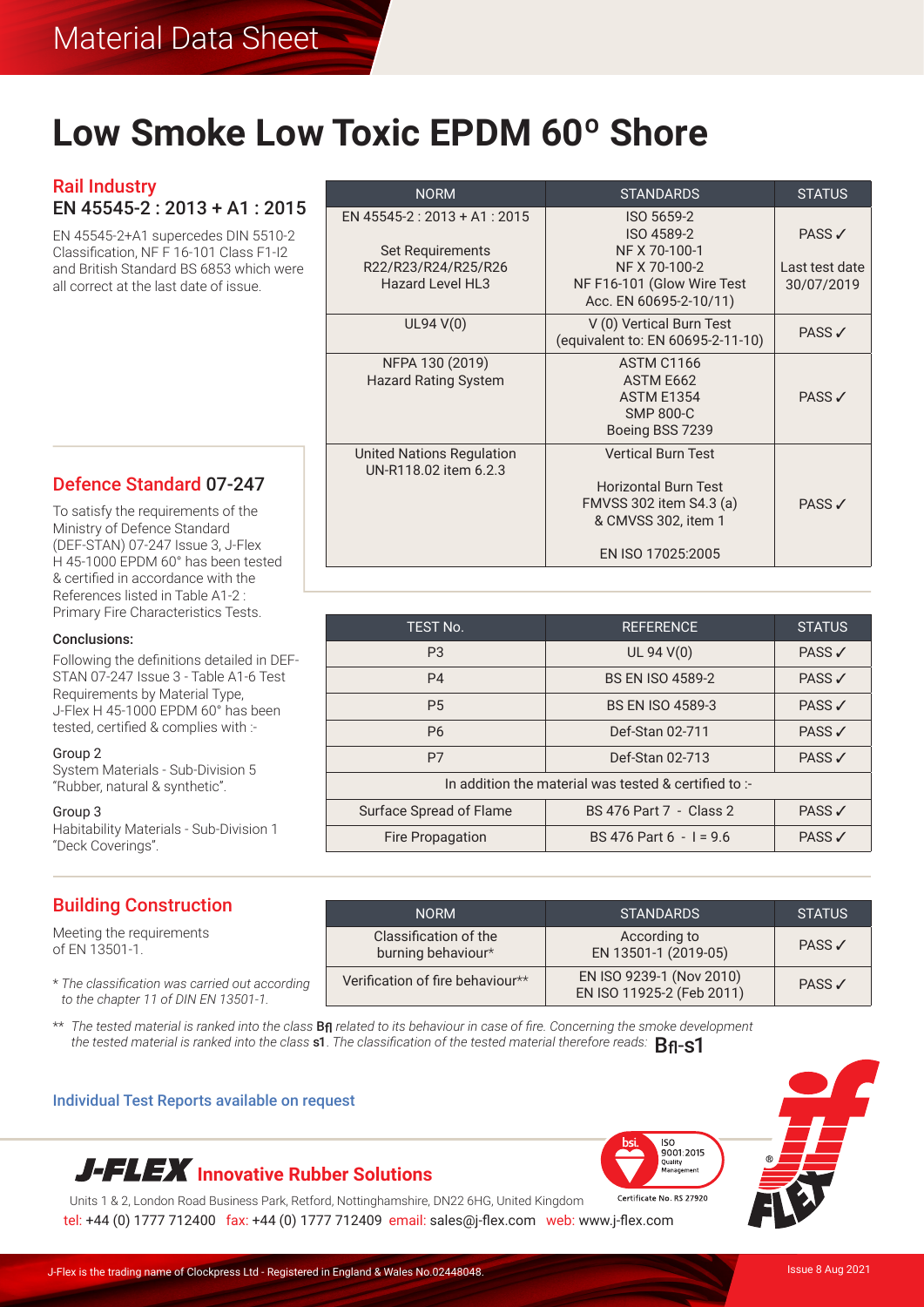# Material Data Sheet

# Low Smoke Low Toxic EPDM 60º Shore

## Rail Industry

### EN 45545-2 : 2013 + A1 : 2015

EN 45545-2+A1 supercedes DIN 5510-2 Classification, NF F 16-101 Class F1-I2 and British Standard BS 6853 which were all correct at the last date of issue.

| NORM | STANDARDS | STATUS |
|---|---|---|
| EN 45545-2 : 2013 + A1 : 2015<br><br>Set Requirements<br>R22/R23/R24/R25/R26<br>Hazard Level HL3 | ISO 5659-2<br>ISO 4589-2<br>NF X 70-100-1<br>NF X 70-100-2<br>NF F16-101 (Glow Wire Test Acc. EN 60695-2-10/11) | PASS ✓<br><br>Last test date 30/07/2019 |
| UL94 V(0) | V (0) Vertical Burn Test (equivalent to: EN 60695-2-11-10) | PASS ✓ |
| NFPA 130 (2019)<br>Hazard Rating System | ASTM C1166<br>ASTM E662<br>ASTM E1354<br>SMP 800-C<br>Boeing BSS 7239 | PASS ✓ |
| United Nations Regulation UN-R118.02 item 6.2.3 | Vertical Burn Test<br><br>Horizontal Burn Test<br>FMVSS 302 item S4.3 (a)<br>& CMVSS 302, item 1<br><br>EN ISO 17025:2005 | PASS ✓ |

## Defence Standard 07-247

To satisfy the requirements of the Ministry of Defence Standard (DEF-STAN) 07-247 Issue 3, J-Flex H 45-1000 EPDM 60° has been tested & certified in accordance with the References listed in Table A1-2 : Primary Fire Characteristics Tests.

**Conclusions:**

Following the definitions detailed in DEF-STAN 07-247 Issue 3 - Table A1-6 Test Requirements by Material Type, J-Flex H 45-1000 EPDM 60° has been tested, certified & complies with :-

Group 2
System Materials - Sub-Division 5 "Rubber, natural & synthetic".

Group 3
Habitability Materials - Sub-Division 1 "Deck Coverings".

| TEST No. | REFERENCE | STATUS |
|---|---|---|
| P3 | UL 94 V(0) | PASS ✓ |
| P4 | BS EN ISO 4589-2 | PASS ✓ |
| P5 | BS EN ISO 4589-3 | PASS ✓ |
| P6 | Def-Stan 02-711 | PASS ✓ |
| P7 | Def-Stan 02-713 | PASS ✓ |
| In addition the material was tested & certified to :- | | |
| Surface Spread of Flame | BS 476 Part 7 - Class 2 | PASS ✓ |
| Fire Propagation | BS 476 Part 6 - I = 9.6 | PASS ✓ |

## Building Construction

Meeting the requirements of EN 13501-1.

*\* The classification was carried out according to the chapter 11 of DIN EN 13501-1.*

| NORM | STANDARDS | STATUS |
|---|---|---|
| Classification of the burning behaviour* | According to EN 13501-1 (2019-05) | PASS ✓ |
| Verification of fire behaviour** | EN ISO 9239-1 (Nov 2010)<br>EN ISO 11925-2 (Feb 2011) | PASS ✓ |

*\*\* The tested material is ranked into the class **Bfl** related to its behaviour in case of fire. Concerning the smoke development the tested material is ranked into the class **s1**. The classification of the tested material therefore reads:* **Bfl-s1**

Individual Test Reports available on request

**J-FLEX Innovative Rubber Solutions**

Units 1 & 2, London Road Business Park, Retford, Nottinghamshire, DN22 6HG, United Kingdom
tel: +44 (0) 1777 712400 fax: +44 (0) 1777 712409 email: sales@j-flex.com web: www.j-flex.com

bsi. ISO 9001:2015 Quality Management
Certificate No. RS 27920

J-Flex is the trading name of Clockpress Ltd - Registered in England & Wales No.02448048.

Issue 8 Aug 2021